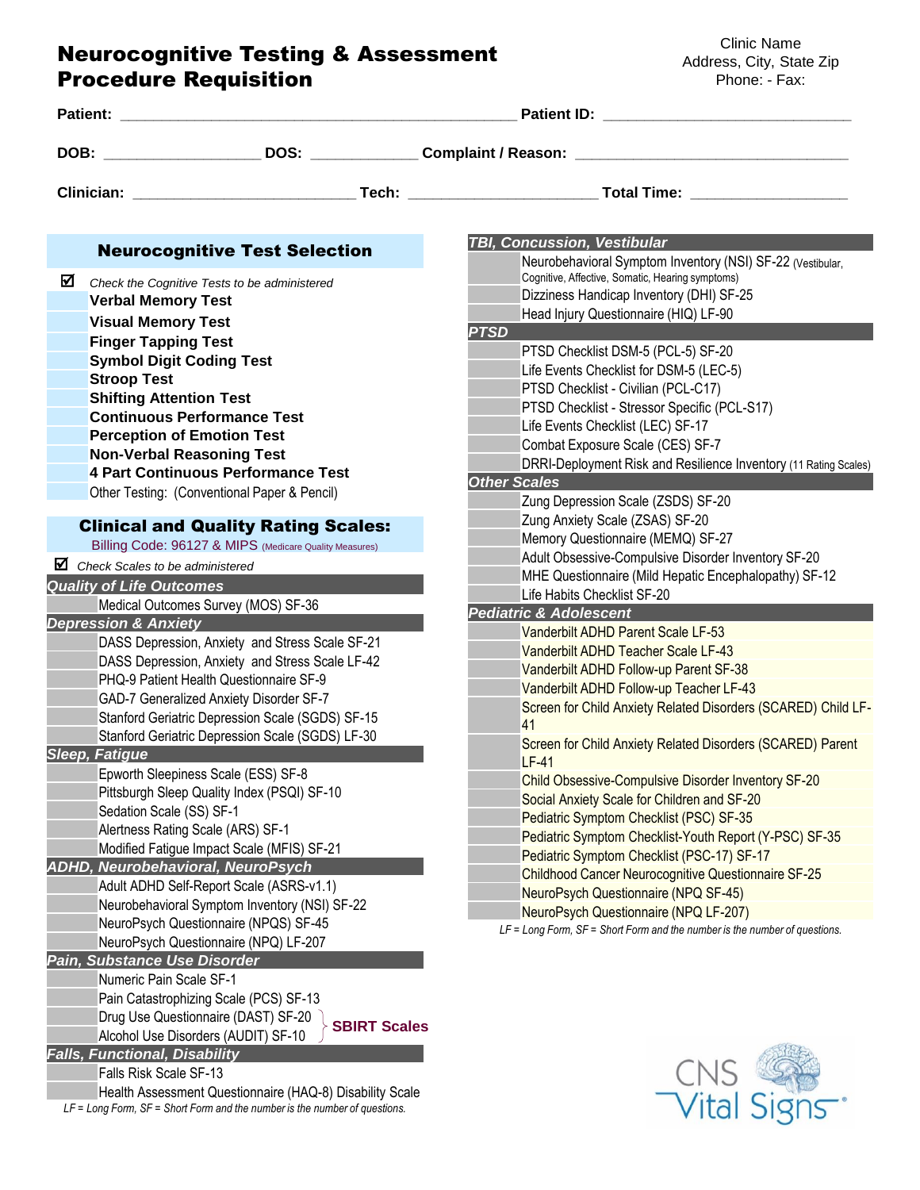# Neurocognitive Testing & Assessment Procedure Requisition

Clinic Name
Address, City, State Zip
Phone: - Fax:

**Patient:** ______________________________ **Patient ID:** ______________________

**DOB:** ______________ **DOS:** __________ **Complaint / Reason:** ______________________

**Clinician:** ____________________ **Tech:** ________________ **Total Time:** ______________

## Neurocognitive Test Selection

☑ *Check the Cognitive Tests to be administered*

- **Verbal Memory Test**
- **Visual Memory Test**
- **Finger Tapping Test**
- **Symbol Digit Coding Test**
- **Stroop Test**
- **Shifting Attention Test**
- **Continuous Performance Test**
- **Perception of Emotion Test**
- **Non-Verbal Reasoning Test**
- **4 Part Continuous Performance Test**
- Other Testing: (Conventional Paper & Pencil)

## Clinical and Quality Rating Scales:

Billing Code: 96127 & MIPS (Medicare Quality Measures)

☑ *Check Scales to be administered*

### *Quality of Life Outcomes*
- Medical Outcomes Survey (MOS) SF-36

### *Depression & Anxiety*
- DASS Depression, Anxiety and Stress Scale SF-21
- DASS Depression, Anxiety and Stress Scale LF-42
- PHQ-9 Patient Health Questionnaire SF-9
- GAD-7 Generalized Anxiety Disorder SF-7
- Stanford Geriatric Depression Scale (SGDS) SF-15
- Stanford Geriatric Depression Scale (SGDS) LF-30

### *Sleep, Fatigue*
- Epworth Sleepiness Scale (ESS) SF-8
- Pittsburgh Sleep Quality Index (PSQI) SF-10
- Sedation Scale (SS) SF-1
- Alertness Rating Scale (ARS) SF-1
- Modified Fatigue Impact Scale (MFIS) SF-21

### *ADHD, Neurobehavioral, NeuroPsych*
- Adult ADHD Self-Report Scale (ASRS-v1.1)
- Neurobehavioral Symptom Inventory (NSI) SF-22
- NeuroPsych Questionnaire (NPQS) SF-45
- NeuroPsych Questionnaire (NPQ) LF-207

### *Pain, Substance Use Disorder*
- Numeric Pain Scale SF-1
- Pain Catastrophizing Scale (PCS) SF-13
- Drug Use Questionnaire (DAST) SF-20 } **SBIRT Scales**
- Alcohol Use Disorders (AUDIT) SF-10 } **SBIRT Scales**

### *Falls, Functional, Disability*
- Falls Risk Scale SF-13
- Health Assessment Questionnaire (HAQ-8) Disability Scale

*LF = Long Form, SF = Short Form and the number is the number of questions.*

### *TBI, Concussion, Vestibular*
- Neurobehavioral Symptom Inventory (NSI) SF-22 (Vestibular, Cognitive, Affective, Somatic, Hearing symptoms)
- Dizziness Handicap Inventory (DHI) SF-25
- Head Injury Questionnaire (HIQ) LF-90

### *PTSD*
- PTSD Checklist DSM-5 (PCL-5) SF-20
- Life Events Checklist for DSM-5 (LEC-5)
- PTSD Checklist - Civilian (PCL-C17)
- PTSD Checklist - Stressor Specific (PCL-S17)
- Life Events Checklist (LEC) SF-17
- Combat Exposure Scale (CES) SF-7
- DRRI-Deployment Risk and Resilience Inventory (11 Rating Scales)

### *Other Scales*
- Zung Depression Scale (ZSDS) SF-20
- Zung Anxiety Scale (ZSAS) SF-20
- Memory Questionnaire (MEMQ) SF-27
- Adult Obsessive-Compulsive Disorder Inventory SF-20
- MHE Questionnaire (Mild Hepatic Encephalopathy) SF-12
- Life Habits Checklist SF-20

### *Pediatric & Adolescent*
- Vanderbilt ADHD Parent Scale LF-53
- Vanderbilt ADHD Teacher Scale LF-43
- Vanderbilt ADHD Follow-up Parent SF-38
- Vanderbilt ADHD Follow-up Teacher LF-43
- Screen for Child Anxiety Related Disorders (SCARED) Child LF-41
- Screen for Child Anxiety Related Disorders (SCARED) Parent LF-41
- Child Obsessive-Compulsive Disorder Inventory SF-20
- Social Anxiety Scale for Children and SF-20
- Pediatric Symptom Checklist (PSC) SF-35
- Pediatric Symptom Checklist-Youth Report (Y-PSC) SF-35
- Pediatric Symptom Checklist (PSC-17) SF-17
- Childhood Cancer Neurocognitive Questionnaire SF-25
- NeuroPsych Questionnaire (NPQ SF-45)
- NeuroPsych Questionnaire (NPQ LF-207)

*LF = Long Form, SF = Short Form and the number is the number of questions.*

CNS Vital Signs®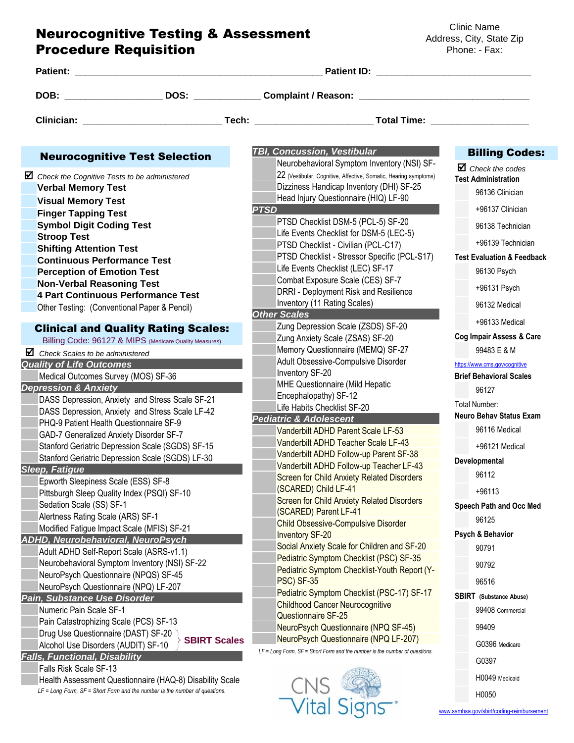# Neurocognitive Testing & Assessment Procedure Requisition

Clinic Name
Address, City, State Zip
Phone: - Fax:

**Patient:** ______________________________ **Patient ID:** ______________________

**DOB:** ______________ **DOS:** __________ **Complaint / Reason:** ______________________

**Clinician:** ____________________ **Tech:** ________________ **Total Time:** ______________

## Neurocognitive Test Selection

☑ *Check the Cognitive Tests to be administered*

- **Verbal Memory Test**
- **Visual Memory Test**
- **Finger Tapping Test**
- **Symbol Digit Coding Test**
- **Stroop Test**
- **Shifting Attention Test**
- **Continuous Performance Test**
- **Perception of Emotion Test**
- **Non-Verbal Reasoning Test**
- **4 Part Continuous Performance Test**
- Other Testing: (Conventional Paper & Pencil)

## Clinical and Quality Rating Scales:

Billing Code: 96127 & MIPS (Medicare Quality Measures)

☑ *Check Scales to be administered*

***Quality of Life Outcomes***

- Medical Outcomes Survey (MOS) SF-36

***Depression & Anxiety***

- DASS Depression, Anxiety and Stress Scale SF-21
- DASS Depression, Anxiety and Stress Scale LF-42
- PHQ-9 Patient Health Questionnaire SF-9
- GAD-7 Generalized Anxiety Disorder SF-7
- Stanford Geriatric Depression Scale (SGDS) SF-15
- Stanford Geriatric Depression Scale (SGDS) LF-30

***Sleep, Fatigue***

- Epworth Sleepiness Scale (ESS) SF-8
- Pittsburgh Sleep Quality Index (PSQI) SF-10
- Sedation Scale (SS) SF-1
- Alertness Rating Scale (ARS) SF-1
- Modified Fatigue Impact Scale (MFIS) SF-21

***ADHD, Neurobehavioral, NeuroPsych***

- Adult ADHD Self-Report Scale (ASRS-v1.1)
- Neurobehavioral Symptom Inventory (NSI) SF-22
- NeuroPsych Questionnaire (NPQS) SF-45
- NeuroPsych Questionnaire (NPQ) LF-207

***Pain, Substance Use Disorder***

- Numeric Pain Scale SF-1
- Pain Catastrophizing Scale (PCS) SF-13
- Drug Use Questionnaire (DAST) SF-20 } **SBIRT Scales**
- Alcohol Use Disorders (AUDIT) SF-10 }

***Falls, Functional, Disability***

- Falls Risk Scale SF-13
- Health Assessment Questionnaire (HAQ-8) Disability Scale

*LF = Long Form, SF = Short Form and the number is the number of questions.*

***TBI, Concussion, Vestibular***

- Neurobehavioral Symptom Inventory (NSI) SF-22 (Vestibular, Cognitive, Affective, Somatic, Hearing symptoms)
- Dizziness Handicap Inventory (DHI) SF-25
- Head Injury Questionnaire (HIQ) LF-90

***PTSD***

- PTSD Checklist DSM-5 (PCL-5) SF-20
- Life Events Checklist for DSM-5 (LEC-5)
- PTSD Checklist - Civilian (PCL-C17)
- PTSD Checklist - Stressor Specific (PCL-S17)
- Life Events Checklist (LEC) SF-17
- Combat Exposure Scale (CES) SF-7
- DRRI - Deployment Risk and Resilience Inventory (11 Rating Scales)

***Other Scales***

- Zung Depression Scale (ZSDS) SF-20
- Zung Anxiety Scale (ZSAS) SF-20
- Memory Questionnaire (MEMQ) SF-27
- Adult Obsessive-Compulsive Disorder Inventory SF-20
- MHE Questionnaire (Mild Hepatic Encephalopathy) SF-12
- Life Habits Checklist SF-20

***Pediatric & Adolescent***

- Vanderbilt ADHD Parent Scale LF-53
- Vanderbilt ADHD Teacher Scale LF-43
- Vanderbilt ADHD Follow-up Parent SF-38
- Vanderbilt ADHD Follow-up Teacher LF-43
- Screen for Child Anxiety Related Disorders (SCARED) Child LF-41
- Screen for Child Anxiety Related Disorders (SCARED) Parent LF-41
- Child Obsessive-Compulsive Disorder Inventory SF-20
- Social Anxiety Scale for Children and SF-20
- Pediatric Symptom Checklist (PSC) SF-35
- Pediatric Symptom Checklist-Youth Report (Y-PSC) SF-35
- Pediatric Symptom Checklist (PSC-17) SF-17
- Childhood Cancer Neurocognitive Questionnaire SF-25
- NeuroPsych Questionnaire (NPQ SF-45)
- NeuroPsych Questionnaire (NPQ LF-207)

*LF = Long Form, SF = Short Form and the number is the number of questions.*

CNS Vital Signs®

## Billing Codes:

☑ *Check the codes*

**Test Administration**

- 96136 Clinician
- +96137 Clinician
- 96138 Technician
- +96139 Technician

**Test Evaluation & Feedback**

- 96130 Psych
- +96131 Psych
- 96132 Medical
- +96133 Medical

**Cog Impair Assess & Care**

- 99483 E & M

https://www.cms.gov/cognitive

**Brief Behavioral Scales**

- 96127

Total Number:

**Neuro Behav Status Exam**

- 96116 Medical
- +96121 Medical

**Developmental**

- 96112
- +96113

**Speech Path and Occ Med**

- 96125

**Psych & Behavior**

- 90791
- 90792
- 96516

**SBIRT** (Substance Abuse)

- 99408 Commercial
- 99409
- G0396 Medicare
- G0397
- H0049 Medicaid
- H0050

www.samhsa.gov/sbirt/coding-reimbursement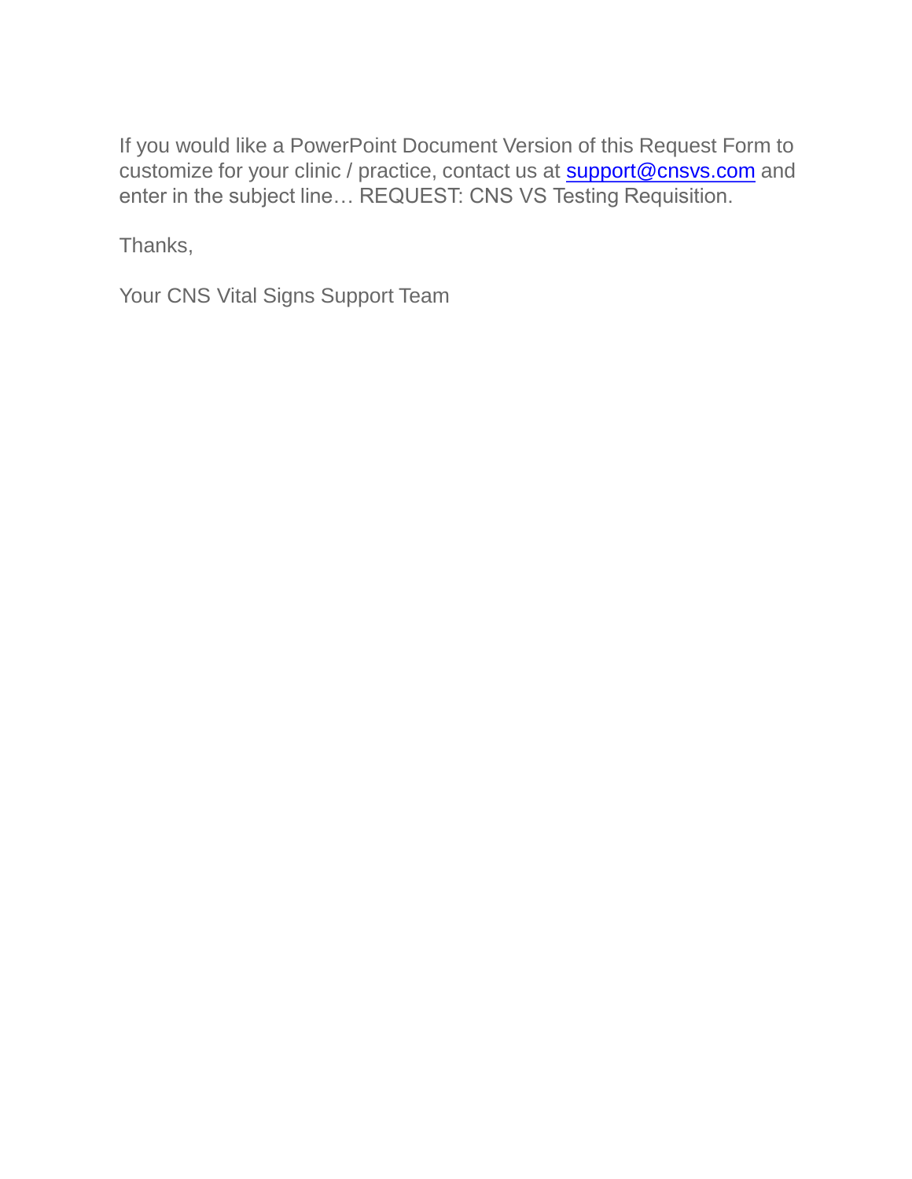If you would like a PowerPoint Document Version of this Request Form to customize for your clinic / practice, contact us at support@cnsvs.com and enter in the subject line… REQUEST: CNS VS Testing Requisition.

Thanks,

Your CNS Vital Signs Support Team